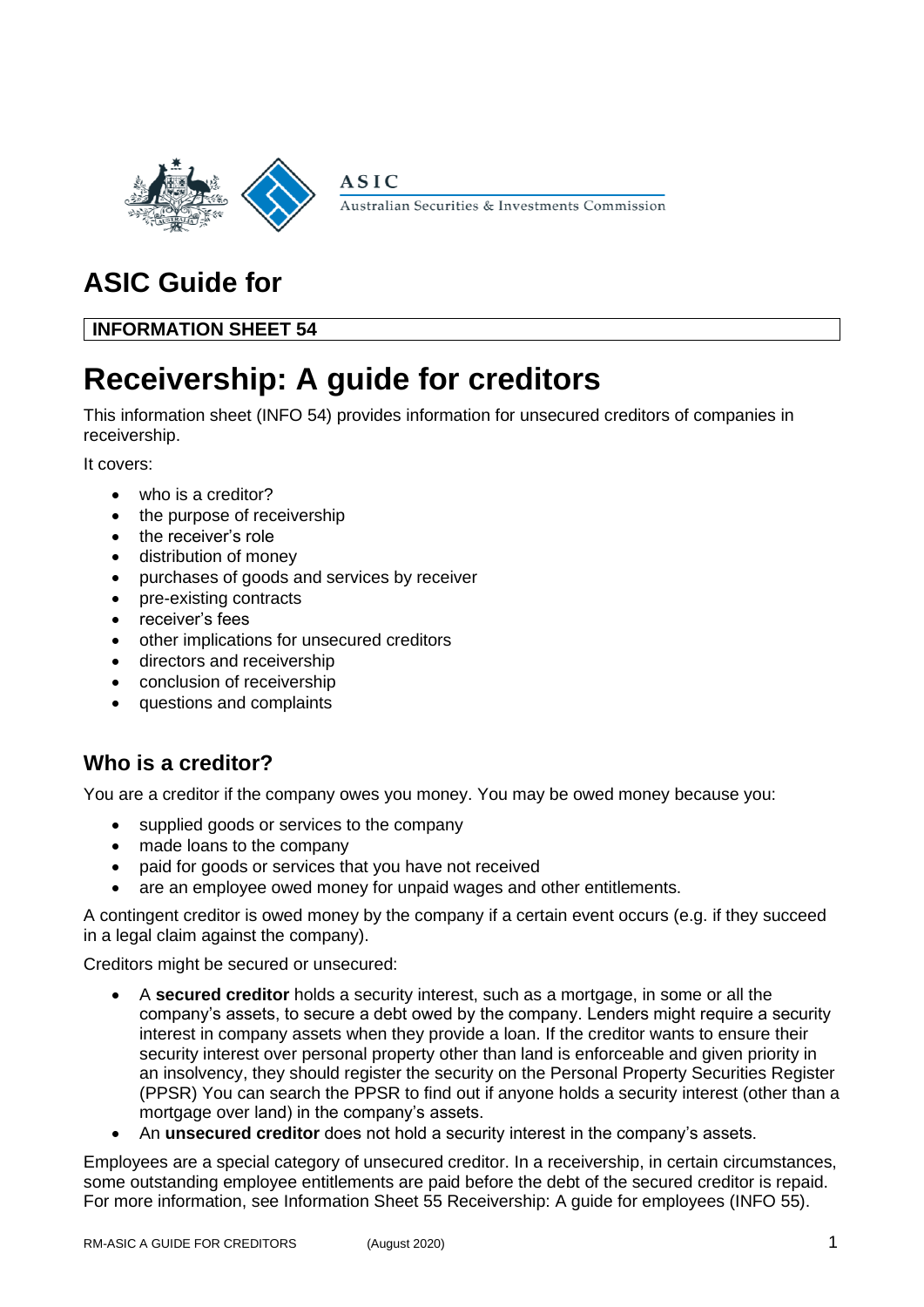ASIC

Australian Securities & Investments Commission

# ASIC Guide for

**INFORMATION SHEET 54**

# Receivership: A guide for creditors

This information sheet (INFO 54) provides information for unsecured creditors of companies in receivership.

It covers:

- who is a creditor?
- the purpose of receivership
- the receiver's role
- distribution of money
- purchases of goods and services by receiver
- pre-existing contracts
- receiver's fees
- other implications for unsecured creditors
- directors and receivership
- conclusion of receivership
- questions and complaints

## Who is a creditor?

You are a creditor if the company owes you money. You may be owed money because you:

- supplied goods or services to the company
- made loans to the company
- paid for goods or services that you have not received
- are an employee owed money for unpaid wages and other entitlements.

A contingent creditor is owed money by the company if a certain event occurs (e.g. if they succeed in a legal claim against the company).

Creditors might be secured or unsecured:

- A **secured creditor** holds a security interest, such as a mortgage, in some or all the company's assets, to secure a debt owed by the company. Lenders might require a security interest in company assets when they provide a loan. If the creditor wants to ensure their security interest over personal property other than land is enforceable and given priority in an insolvency, they should register the security on the Personal Property Securities Register (PPSR) You can search the PPSR to find out if anyone holds a security interest (other than a mortgage over land) in the company's assets.
- An **unsecured creditor** does not hold a security interest in the company's assets.

Employees are a special category of unsecured creditor. In a receivership, in certain circumstances, some outstanding employee entitlements are paid before the debt of the secured creditor is repaid. For more information, see Information Sheet 55 Receivership: A guide for employees (INFO 55).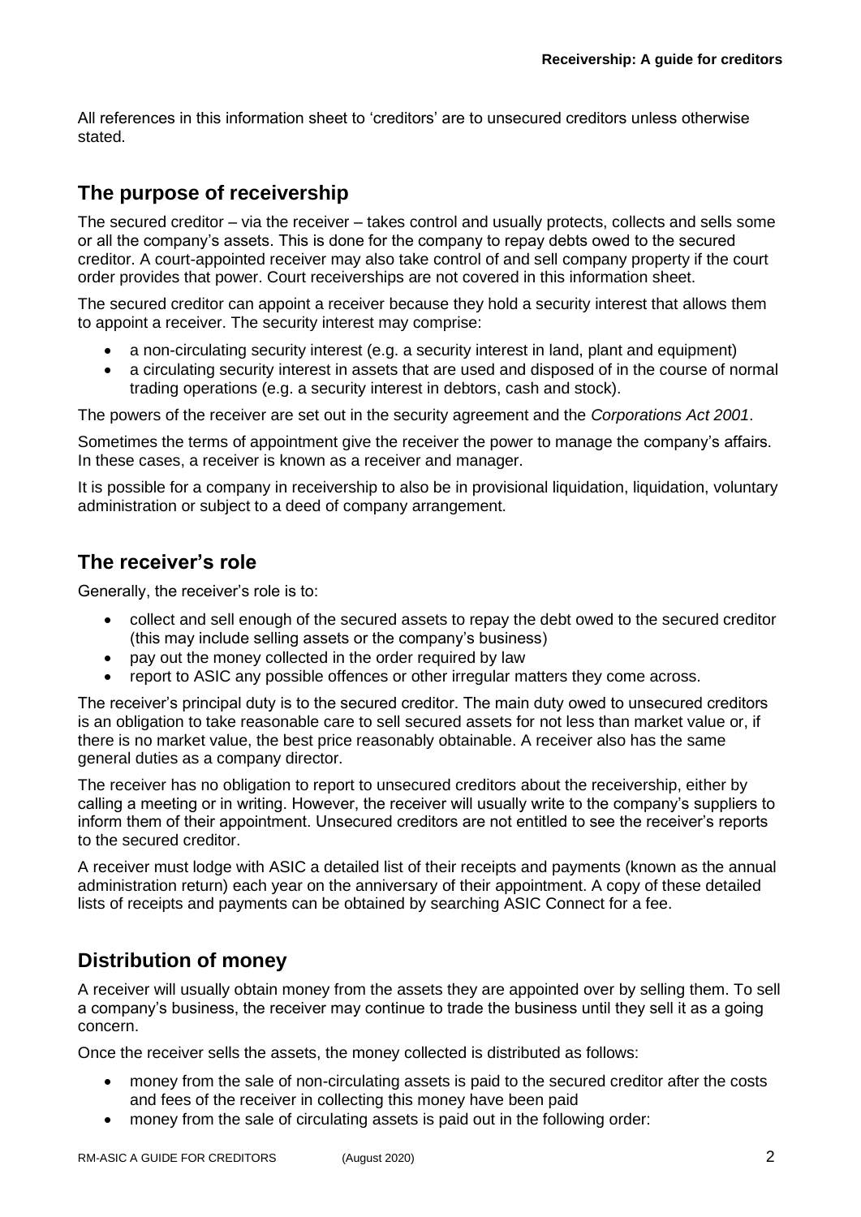All references in this information sheet to 'creditors' are to unsecured creditors unless otherwise stated.

## The purpose of receivership

The secured creditor – via the receiver – takes control and usually protects, collects and sells some or all the company's assets. This is done for the company to repay debts owed to the secured creditor. A court-appointed receiver may also take control of and sell company property if the court order provides that power. Court receiverships are not covered in this information sheet.

The secured creditor can appoint a receiver because they hold a security interest that allows them to appoint a receiver. The security interest may comprise:

- a non-circulating security interest (e.g. a security interest in land, plant and equipment)
- a circulating security interest in assets that are used and disposed of in the course of normal trading operations (e.g. a security interest in debtors, cash and stock).

The powers of the receiver are set out in the security agreement and the *Corporations Act 2001*.

Sometimes the terms of appointment give the receiver the power to manage the company's affairs. In these cases, a receiver is known as a receiver and manager.

It is possible for a company in receivership to also be in provisional liquidation, liquidation, voluntary administration or subject to a deed of company arrangement.

## The receiver's role

Generally, the receiver's role is to:

- collect and sell enough of the secured assets to repay the debt owed to the secured creditor (this may include selling assets or the company's business)
- pay out the money collected in the order required by law
- report to ASIC any possible offences or other irregular matters they come across.

The receiver's principal duty is to the secured creditor. The main duty owed to unsecured creditors is an obligation to take reasonable care to sell secured assets for not less than market value or, if there is no market value, the best price reasonably obtainable. A receiver also has the same general duties as a company director.

The receiver has no obligation to report to unsecured creditors about the receivership, either by calling a meeting or in writing. However, the receiver will usually write to the company's suppliers to inform them of their appointment. Unsecured creditors are not entitled to see the receiver's reports to the secured creditor.

A receiver must lodge with ASIC a detailed list of their receipts and payments (known as the annual administration return) each year on the anniversary of their appointment. A copy of these detailed lists of receipts and payments can be obtained by searching ASIC Connect for a fee.

## Distribution of money

A receiver will usually obtain money from the assets they are appointed over by selling them. To sell a company's business, the receiver may continue to trade the business until they sell it as a going concern.

Once the receiver sells the assets, the money collected is distributed as follows:

- money from the sale of non-circulating assets is paid to the secured creditor after the costs and fees of the receiver in collecting this money have been paid
- money from the sale of circulating assets is paid out in the following order: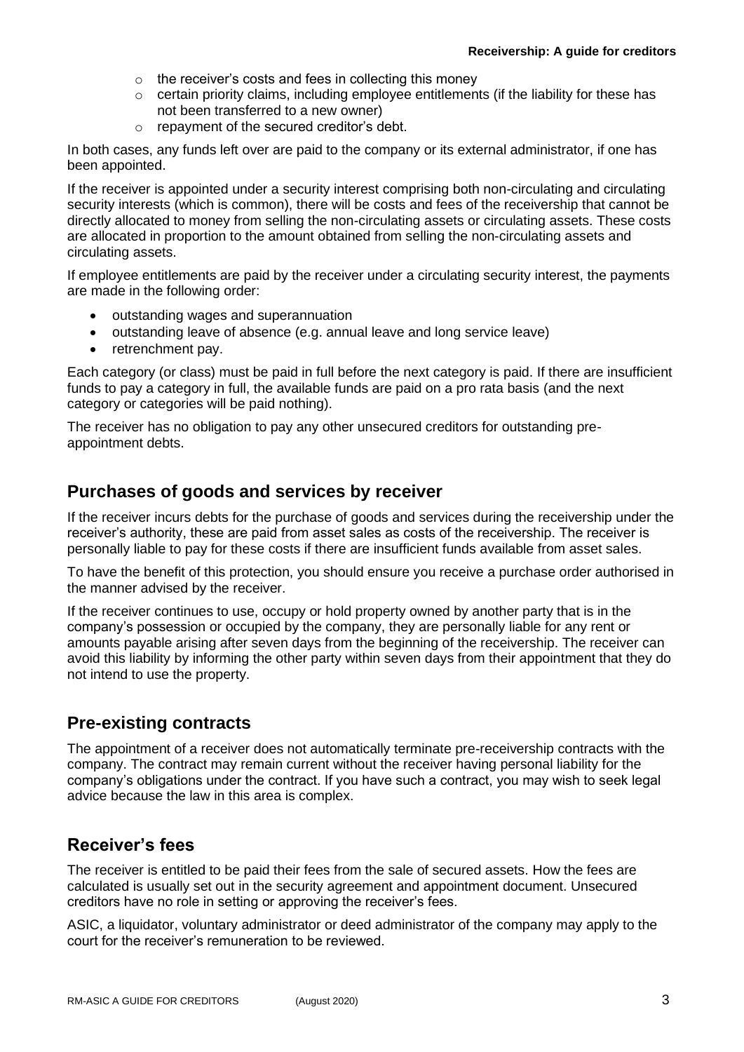- the receiver's costs and fees in collecting this money
  - certain priority claims, including employee entitlements (if the liability for these has not been transferred to a new owner)
  - repayment of the secured creditor's debt.

In both cases, any funds left over are paid to the company or its external administrator, if one has been appointed.

If the receiver is appointed under a security interest comprising both non-circulating and circulating security interests (which is common), there will be costs and fees of the receivership that cannot be directly allocated to money from selling the non-circulating assets or circulating assets. These costs are allocated in proportion to the amount obtained from selling the non-circulating assets and circulating assets.

If employee entitlements are paid by the receiver under a circulating security interest, the payments are made in the following order:

- outstanding wages and superannuation
- outstanding leave of absence (e.g. annual leave and long service leave)
- retrenchment pay.

Each category (or class) must be paid in full before the next category is paid. If there are insufficient funds to pay a category in full, the available funds are paid on a pro rata basis (and the next category or categories will be paid nothing).

The receiver has no obligation to pay any other unsecured creditors for outstanding pre-appointment debts.

## Purchases of goods and services by receiver

If the receiver incurs debts for the purchase of goods and services during the receivership under the receiver's authority, these are paid from asset sales as costs of the receivership. The receiver is personally liable to pay for these costs if there are insufficient funds available from asset sales.

To have the benefit of this protection, you should ensure you receive a purchase order authorised in the manner advised by the receiver.

If the receiver continues to use, occupy or hold property owned by another party that is in the company's possession or occupied by the company, they are personally liable for any rent or amounts payable arising after seven days from the beginning of the receivership. The receiver can avoid this liability by informing the other party within seven days from their appointment that they do not intend to use the property.

## Pre-existing contracts

The appointment of a receiver does not automatically terminate pre-receivership contracts with the company. The contract may remain current without the receiver having personal liability for the company's obligations under the contract. If you have such a contract, you may wish to seek legal advice because the law in this area is complex.

## Receiver's fees

The receiver is entitled to be paid their fees from the sale of secured assets. How the fees are calculated is usually set out in the security agreement and appointment document. Unsecured creditors have no role in setting or approving the receiver's fees.

ASIC, a liquidator, voluntary administrator or deed administrator of the company may apply to the court for the receiver's remuneration to be reviewed.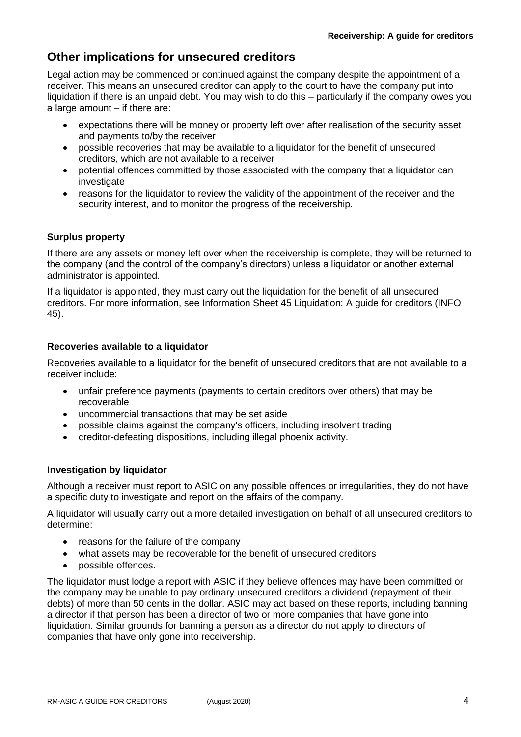## Other implications for unsecured creditors

Legal action may be commenced or continued against the company despite the appointment of a receiver. This means an unsecured creditor can apply to the court to have the company put into liquidation if there is an unpaid debt. You may wish to do this – particularly if the company owes you a large amount – if there are:

- expectations there will be money or property left over after realisation of the security asset and payments to/by the receiver
- possible recoveries that may be available to a liquidator for the benefit of unsecured creditors, which are not available to a receiver
- potential offences committed by those associated with the company that a liquidator can investigate
- reasons for the liquidator to review the validity of the appointment of the receiver and the security interest, and to monitor the progress of the receivership.

### Surplus property

If there are any assets or money left over when the receivership is complete, they will be returned to the company (and the control of the company's directors) unless a liquidator or another external administrator is appointed.

If a liquidator is appointed, they must carry out the liquidation for the benefit of all unsecured creditors. For more information, see Information Sheet 45 Liquidation: A guide for creditors (INFO 45).

### Recoveries available to a liquidator

Recoveries available to a liquidator for the benefit of unsecured creditors that are not available to a receiver include:

- unfair preference payments (payments to certain creditors over others) that may be recoverable
- uncommercial transactions that may be set aside
- possible claims against the company's officers, including insolvent trading
- creditor-defeating dispositions, including illegal phoenix activity.

### Investigation by liquidator

Although a receiver must report to ASIC on any possible offences or irregularities, they do not have a specific duty to investigate and report on the affairs of the company.

A liquidator will usually carry out a more detailed investigation on behalf of all unsecured creditors to determine:

- reasons for the failure of the company
- what assets may be recoverable for the benefit of unsecured creditors
- possible offences.

The liquidator must lodge a report with ASIC if they believe offences may have been committed or the company may be unable to pay ordinary unsecured creditors a dividend (repayment of their debts) of more than 50 cents in the dollar. ASIC may act based on these reports, including banning a director if that person has been a director of two or more companies that have gone into liquidation. Similar grounds for banning a person as a director do not apply to directors of companies that have only gone into receivership.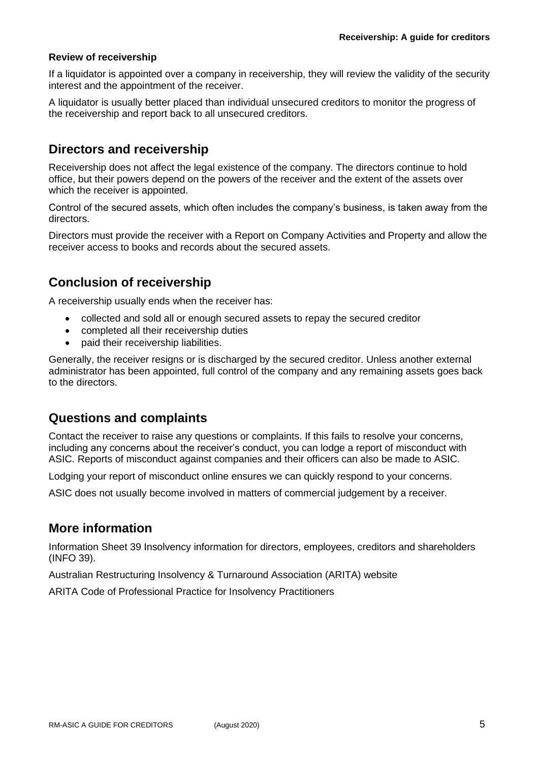**Review of receivership**

If a liquidator is appointed over a company in receivership, they will review the validity of the security interest and the appointment of the receiver.

A liquidator is usually better placed than individual unsecured creditors to monitor the progress of the receivership and report back to all unsecured creditors.

## Directors and receivership

Receivership does not affect the legal existence of the company. The directors continue to hold office, but their powers depend on the powers of the receiver and the extent of the assets over which the receiver is appointed.

Control of the secured assets, which often includes the company's business, is taken away from the directors.

Directors must provide the receiver with a Report on Company Activities and Property and allow the receiver access to books and records about the secured assets.

## Conclusion of receivership

A receivership usually ends when the receiver has:

- collected and sold all or enough secured assets to repay the secured creditor
- completed all their receivership duties
- paid their receivership liabilities.

Generally, the receiver resigns or is discharged by the secured creditor. Unless another external administrator has been appointed, full control of the company and any remaining assets goes back to the directors.

## Questions and complaints

Contact the receiver to raise any questions or complaints. If this fails to resolve your concerns, including any concerns about the receiver's conduct, you can lodge a report of misconduct with ASIC. Reports of misconduct against companies and their officers can also be made to ASIC.

Lodging your report of misconduct online ensures we can quickly respond to your concerns.

ASIC does not usually become involved in matters of commercial judgement by a receiver.

## More information

Information Sheet 39 Insolvency information for directors, employees, creditors and shareholders (INFO 39).

Australian Restructuring Insolvency & Turnaround Association (ARITA) website

ARITA Code of Professional Practice for Insolvency Practitioners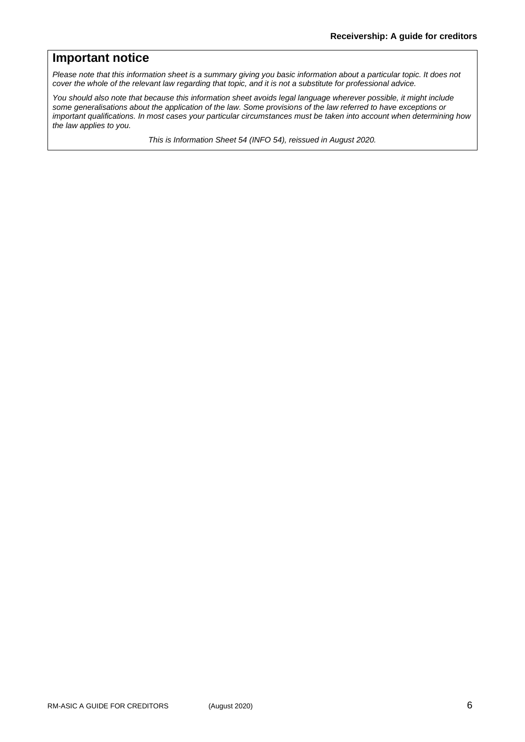## Important notice

*Please note that this information sheet is a summary giving you basic information about a particular topic. It does not cover the whole of the relevant law regarding that topic, and it is not a substitute for professional advice.*

*You should also note that because this information sheet avoids legal language wherever possible, it might include some generalisations about the application of the law. Some provisions of the law referred to have exceptions or important qualifications. In most cases your particular circumstances must be taken into account when determining how the law applies to you.*

*This is Information Sheet 54 (INFO 54), reissued in August 2020.*